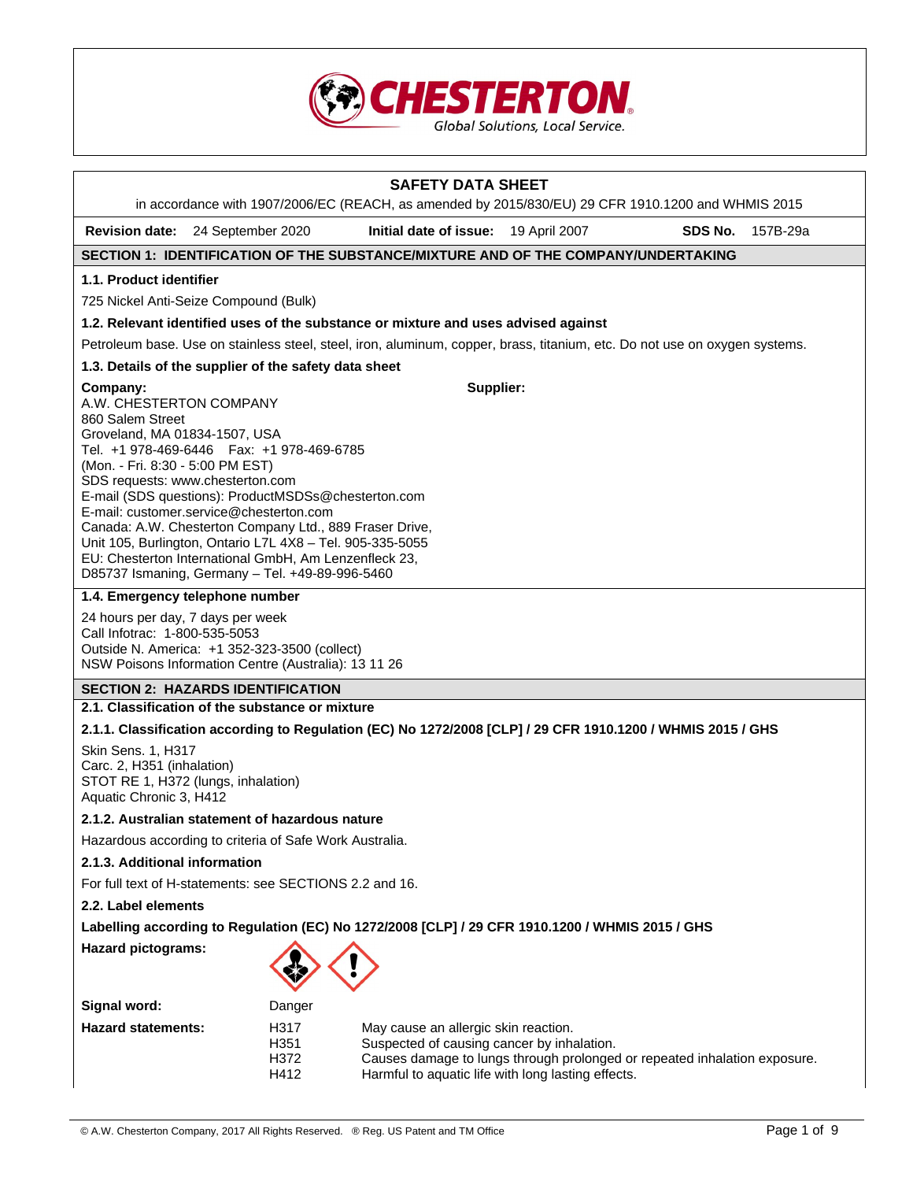# SAFETY DATA SHEET

in accordance with 1907/2006/EC (REACH, as amended by 2015/830/EU) 29 CFR 1910.1200 and WHMIS 2015

**Revision date:** 24 September 2020 **Initial date of issue:** 19 April 2007 **SDS No.** 157B-29a

## SECTION 1: IDENTIFICATION OF THE SUBSTANCE/MIXTURE AND OF THE COMPANY/UNDERTAKING

### 1.1. Product identifier

725 Nickel Anti-Seize Compound (Bulk)

### 1.2. Relevant identified uses of the substance or mixture and uses advised against

Petroleum base. Use on stainless steel, steel, iron, aluminum, copper, brass, titanium, etc. Do not use on oxygen systems.

### 1.3. Details of the supplier of the safety data sheet

**Company:**
A.W. CHESTERTON COMPANY
860 Salem Street
Groveland, MA 01834-1507, USA
Tel. +1 978-469-6446 Fax: +1 978-469-6785
(Mon. - Fri. 8:30 - 5:00 PM EST)
SDS requests: www.chesterton.com
E-mail (SDS questions): ProductMSDSs@chesterton.com
E-mail: customer.service@chesterton.com
Canada: A.W. Chesterton Company Ltd., 889 Fraser Drive, Unit 105, Burlington, Ontario L7L 4X8 – Tel. 905-335-5055
EU: Chesterton International GmbH, Am Lenzenfleck 23, D85737 Ismaning, Germany – Tel. +49-89-996-5460

**Supplier:**

### 1.4. Emergency telephone number

24 hours per day, 7 days per week
Call Infotrac: 1-800-535-5053
Outside N. America: +1 352-323-3500 (collect)
NSW Poisons Information Centre (Australia): 13 11 26

## SECTION 2: HAZARDS IDENTIFICATION

### 2.1. Classification of the substance or mixture

#### 2.1.1. Classification according to Regulation (EC) No 1272/2008 [CLP] / 29 CFR 1910.1200 / WHMIS 2015 / GHS

Skin Sens. 1, H317
Carc. 2, H351 (inhalation)
STOT RE 1, H372 (lungs, inhalation)
Aquatic Chronic 3, H412

#### 2.1.2. Australian statement of hazardous nature

Hazardous according to criteria of Safe Work Australia.

#### 2.1.3. Additional information

For full text of H-statements: see SECTIONS 2.2 and 16.

### 2.2. Label elements

**Labelling according to Regulation (EC) No 1272/2008 [CLP] / 29 CFR 1910.1200 / WHMIS 2015 / GHS**

**Hazard pictograms:**

**Signal word:** Danger

**Hazard statements:**

| | |
|---|---|
| H317 | May cause an allergic skin reaction. |
| H351 | Suspected of causing cancer by inhalation. |
| H372 | Causes damage to lungs through prolonged or repeated inhalation exposure. |
| H412 | Harmful to aquatic life with long lasting effects. |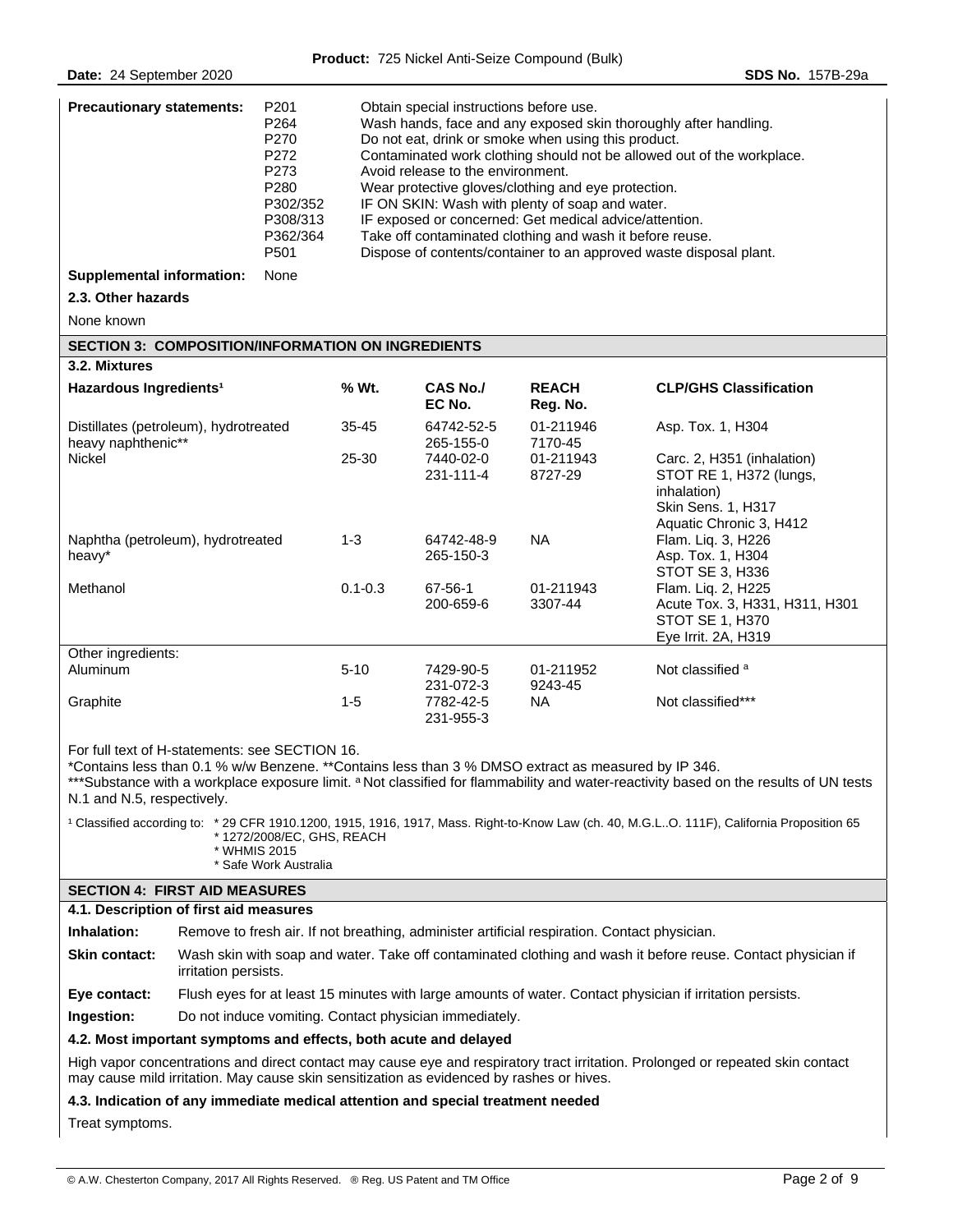**Precautionary statements:**

| | |
|---|---|
| P201 | Obtain special instructions before use. |
| P264 | Wash hands, face and any exposed skin thoroughly after handling. |
| P270 | Do not eat, drink or smoke when using this product. |
| P272 | Contaminated work clothing should not be allowed out of the workplace. |
| P273 | Avoid release to the environment. |
| P280 | Wear protective gloves/clothing and eye protection. |
| P302/352 | IF ON SKIN: Wash with plenty of soap and water. |
| P308/313 | IF exposed or concerned: Get medical advice/attention. |
| P362/364 | Take off contaminated clothing and wash it before reuse. |
| P501 | Dispose of contents/container to an approved waste disposal plant. |

**Supplemental information:** None

**2.3. Other hazards**

None known

## SECTION 3: COMPOSITION/INFORMATION ON INGREDIENTS

**3.2. Mixtures**

| Hazardous Ingredients[1] | % Wt. | CAS No./ EC No. | REACH Reg. No. | CLP/GHS Classification |
|---|---|---|---|---|
| Distillates (petroleum), hydrotreated heavy naphthenic** | 35-45 | 64742-52-5 265-155-0 | 01-2119467170-45 | Asp. Tox. 1, H304 |
| Nickel | 25-30 | 7440-02-0 231-111-4 | 01-2119438727-29 | Carc. 2, H351 (inhalation) STOT RE 1, H372 (lungs, inhalation) Skin Sens. 1, H317 Aquatic Chronic 3, H412 |
| Naphtha (petroleum), hydrotreated heavy* | 1-3 | 64742-48-9 265-150-3 | NA | Flam. Liq. 3, H226 Asp. Tox. 1, H304 STOT SE 3, H336 |
| Methanol | 0.1-0.3 | 67-56-1 200-659-6 | 01-2119433307-44 | Flam. Liq. 2, H225 Acute Tox. 3, H331, H311, H301 STOT SE 1, H370 Eye Irrit. 2A, H319 |
| Other ingredients: | | | | |
| Aluminum | 5-10 | 7429-90-5 231-072-3 | 01-2119529243-45 | Not classified [a] |
| Graphite | 1-5 | 7782-42-5 231-955-3 | NA | Not classified*** |

For full text of H-statements: see SECTION 16.
*Contains less than 0.1 % w/w Benzene. **Contains less than 3 % DMSO extract as measured by IP 346.
***Substance with a workplace exposure limit. [a] Not classified for flammability and water-reactivity based on the results of UN tests N.1 and N.5, respectively.

[1] Classified according to:
* 29 CFR 1910.1200, 1915, 1916, 1917, Mass. Right-to-Know Law (ch. 40, M.G.L..O. 111F), California Proposition 65
* 1272/2008/EC, GHS, REACH
* WHMIS 2015
* Safe Work Australia

## SECTION 4: FIRST AID MEASURES

**4.1. Description of first aid measures**

**Inhalation:** Remove to fresh air. If not breathing, administer artificial respiration. Contact physician.

**Skin contact:** Wash skin with soap and water. Take off contaminated clothing and wash it before reuse. Contact physician if irritation persists.

**Eye contact:** Flush eyes for at least 15 minutes with large amounts of water. Contact physician if irritation persists.

**Ingestion:** Do not induce vomiting. Contact physician immediately.

**4.2. Most important symptoms and effects, both acute and delayed**

High vapor concentrations and direct contact may cause eye and respiratory tract irritation. Prolonged or repeated skin contact may cause mild irritation. May cause skin sensitization as evidenced by rashes or hives.

**4.3. Indication of any immediate medical attention and special treatment needed**

Treat symptoms.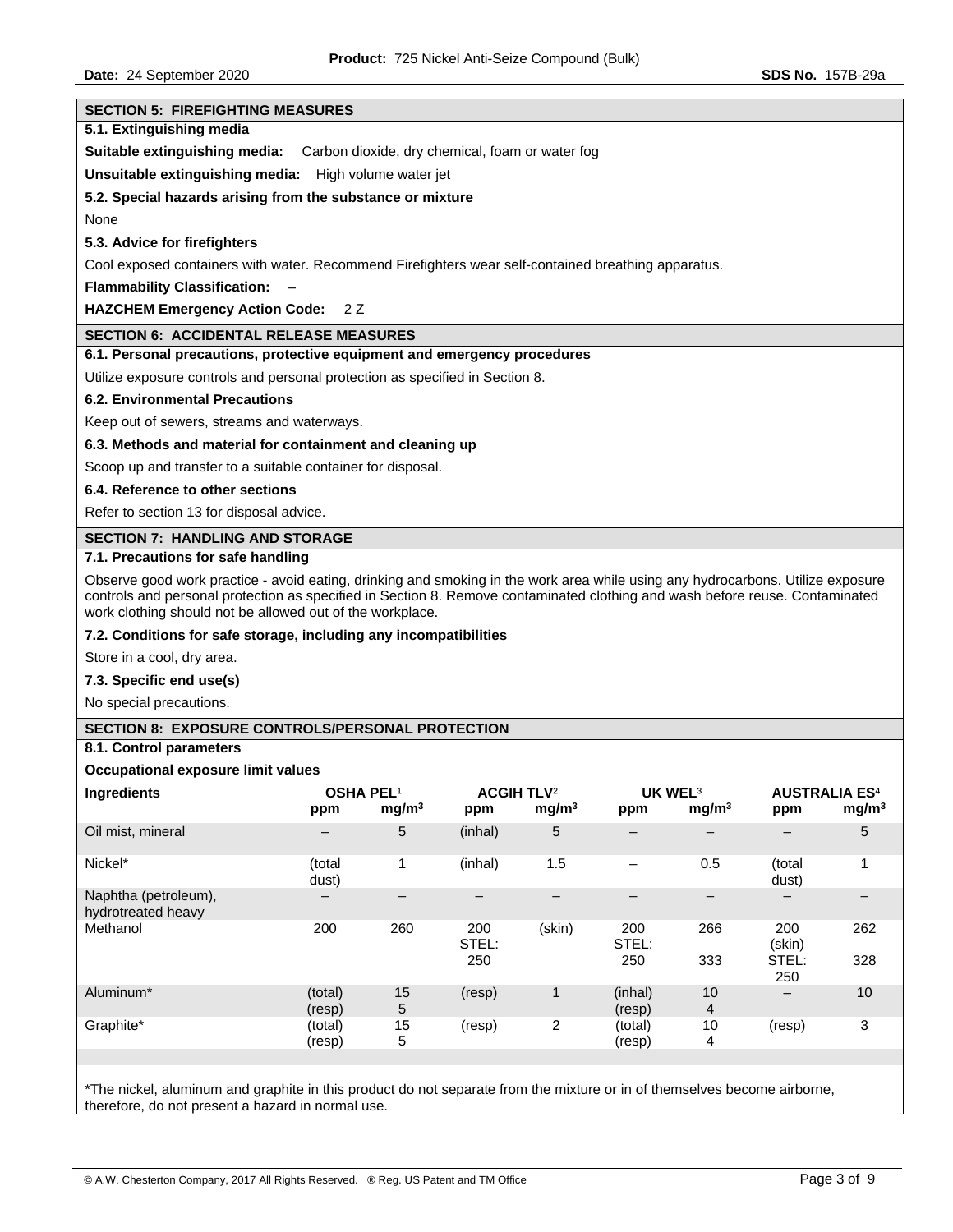**Product:** 725 Nickel Anti-Seize Compound (Bulk)

**Date:** 24 September 2020 **SDS No.** 157B-29a

## SECTION 5: FIREFIGHTING MEASURES

### 5.1. Extinguishing media

**Suitable extinguishing media:** Carbon dioxide, dry chemical, foam or water fog

**Unsuitable extinguishing media:** High volume water jet

### 5.2. Special hazards arising from the substance or mixture

None

### 5.3. Advice for firefighters

Cool exposed containers with water. Recommend Firefighters wear self-contained breathing apparatus.

**Flammability Classification:** –

**HAZCHEM Emergency Action Code:** 2 Z

## SECTION 6: ACCIDENTAL RELEASE MEASURES

### 6.1. Personal precautions, protective equipment and emergency procedures

Utilize exposure controls and personal protection as specified in Section 8.

### 6.2. Environmental Precautions

Keep out of sewers, streams and waterways.

### 6.3. Methods and material for containment and cleaning up

Scoop up and transfer to a suitable container for disposal.

### 6.4. Reference to other sections

Refer to section 13 for disposal advice.

## SECTION 7: HANDLING AND STORAGE

### 7.1. Precautions for safe handling

Observe good work practice - avoid eating, drinking and smoking in the work area while using any hydrocarbons. Utilize exposure controls and personal protection as specified in Section 8. Remove contaminated clothing and wash before reuse. Contaminated work clothing should not be allowed out of the workplace.

### 7.2. Conditions for safe storage, including any incompatibilities

Store in a cool, dry area.

### 7.3. Specific end use(s)

No special precautions.

## SECTION 8: EXPOSURE CONTROLS/PERSONAL PROTECTION

### 8.1. Control parameters

**Occupational exposure limit values**

| Ingredients | OSHA PEL[1] | | ACGIH TLV[2] | | UK WEL[3] | | AUSTRALIA ES[4] | |
|---|---|---|---|---|---|---|---|---|
| | ppm | $mg/m^3$ | ppm | $mg/m^3$ | ppm | $mg/m^3$ | ppm | $mg/m^3$ |
| Oil mist, mineral | – | 5 | (inhal) | 5 | – | – | – | 5 |
| Nickel* | (total dust) | 1 | (inhal) | 1.5 | – | 0.5 | (total dust) | 1 |
| Naphtha (petroleum), hydrotreated heavy | – | – | – | – | – | – | – | – |
| Methanol | 200 | 260 | 200 STEL: 250 | (skin) | 200 STEL: 250 | 266 333 | 200 (skin) STEL: 250 | 262 328 |
| Aluminum* | (total) (resp) | 15 5 | (resp) | 1 | (inhal) (resp) | 10 4 | – | 10 |
| Graphite* | (total) (resp) | 15 5 | (resp) | 2 | (total) (resp) | 10 4 | (resp) | 3 |

*The nickel, aluminum and graphite in this product do not separate from the mixture or in of themselves become airborne, therefore, do not present a hazard in normal use.

© A.W. Chesterton Company, 2017 All Rights Reserved. ® Reg. US Patent and TM Office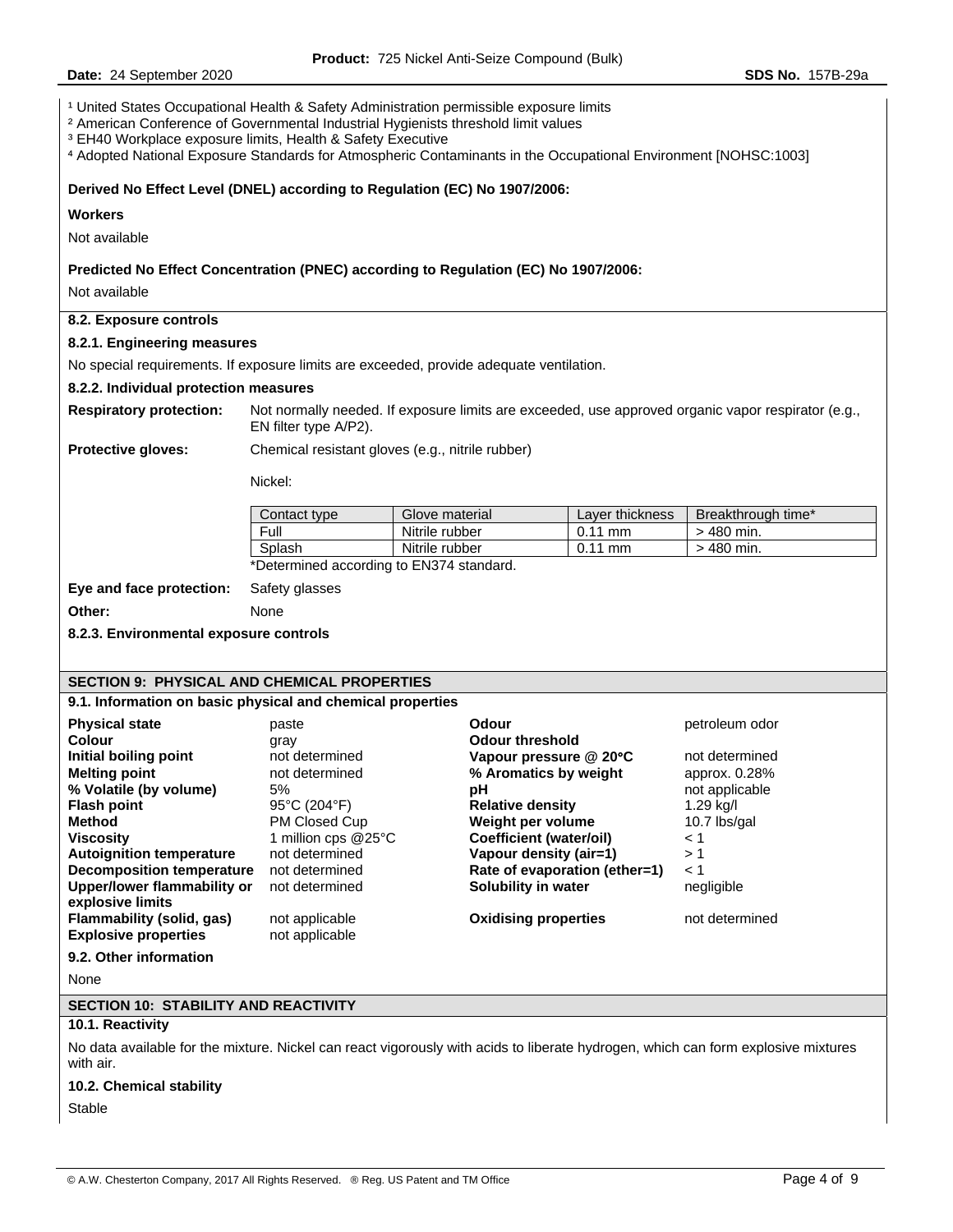[1] United States Occupational Health & Safety Administration permissible exposure limits
[2] American Conference of Governmental Industrial Hygienists threshold limit values
[3] EH40 Workplace exposure limits, Health & Safety Executive
[4] Adopted National Exposure Standards for Atmospheric Contaminants in the Occupational Environment [NOHSC:1003]

**Derived No Effect Level (DNEL) according to Regulation (EC) No 1907/2006:**

**Workers**

Not available

**Predicted No Effect Concentration (PNEC) according to Regulation (EC) No 1907/2006:**

Not available

### 8.2. Exposure controls

**8.2.1. Engineering measures**

No special requirements. If exposure limits are exceeded, provide adequate ventilation.

**8.2.2. Individual protection measures**

**Respiratory protection:** Not normally needed. If exposure limits are exceeded, use approved organic vapor respirator (e.g., EN filter type A/P2).

**Protective gloves:** Chemical resistant gloves (e.g., nitrile rubber)

Nickel:

| Contact type | Glove material | Layer thickness | Breakthrough time* |
|---|---|---|---|
| Full | Nitrile rubber | 0.11 mm | > 480 min. |
| Splash | Nitrile rubber | 0.11 mm | > 480 min. |

*Determined according to EN374 standard.

**Eye and face protection:** Safety glasses

**Other:** None

**8.2.3. Environmental exposure controls**

## SECTION 9: PHYSICAL AND CHEMICAL PROPERTIES

### 9.1. Information on basic physical and chemical properties

| | | | |
|---|---|---|---|
| **Physical state** | paste | **Odour** | petroleum odor |
| **Colour** | gray | **Odour threshold** | |
| **Initial boiling point** | not determined | **Vapour pressure @ 20°C** | not determined |
| **Melting point** | not determined | **% Aromatics by weight** | approx. 0.28% |
| **% Volatile (by volume)** | 5% | **pH** | not applicable |
| **Flash point** | 95°C (204°F) | **Relative density** | 1.29 kg/l |
| **Method** | PM Closed Cup | **Weight per volume** | 10.7 lbs/gal |
| **Viscosity** | 1 million cps @25°C | **Coefficient (water/oil)** | < 1 |
| **Autoignition temperature** | not determined | **Vapour density (air=1)** | > 1 |
| **Decomposition temperature** | not determined | **Rate of evaporation (ether=1)** | < 1 |
| **Upper/lower flammability or explosive limits** | not determined | **Solubility in water** | negligible |
| **Flammability (solid, gas)** | not applicable | **Oxidising properties** | not determined |
| **Explosive properties** | not applicable | | |

### 9.2. Other information

None

## SECTION 10: STABILITY AND REACTIVITY

### 10.1. Reactivity

No data available for the mixture. Nickel can react vigorously with acids to liberate hydrogen, which can form explosive mixtures with air.

### 10.2. Chemical stability

Stable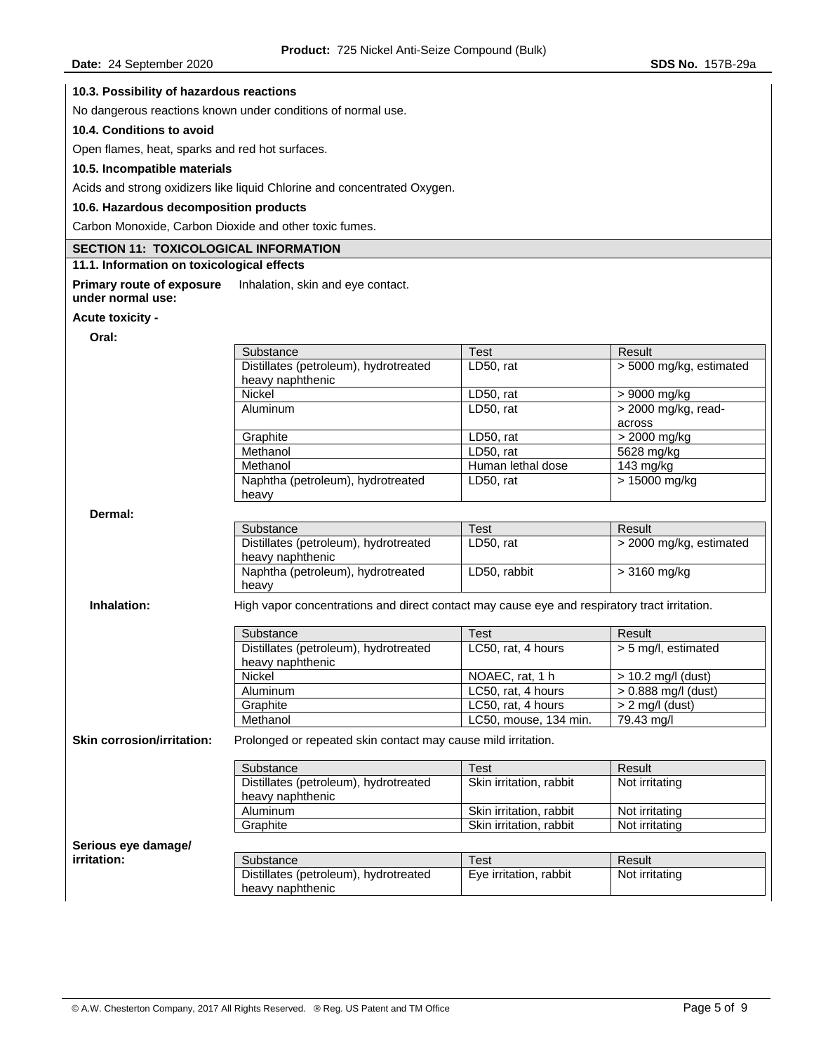**10.3. Possibility of hazardous reactions**

No dangerous reactions known under conditions of normal use.

**10.4. Conditions to avoid**

Open flames, heat, sparks and red hot surfaces.

**10.5. Incompatible materials**

Acids and strong oxidizers like liquid Chlorine and concentrated Oxygen.

**10.6. Hazardous decomposition products**

Carbon Monoxide, Carbon Dioxide and other toxic fumes.

## SECTION 11: TOXICOLOGICAL INFORMATION

**11.1. Information on toxicological effects**

**Primary route of exposure under normal use:** Inhalation, skin and eye contact.

**Acute toxicity -**

**Oral:**

| Substance | Test | Result |
|---|---|---|
| Distillates (petroleum), hydrotreated heavy naphthenic | LD50, rat | > 5000 mg/kg, estimated |
| Nickel | LD50, rat | > 9000 mg/kg |
| Aluminum | LD50, rat | > 2000 mg/kg, read-across |
| Graphite | LD50, rat | > 2000 mg/kg |
| Methanol | LD50, rat | 5628 mg/kg |
| Methanol | Human lethal dose | 143 mg/kg |
| Naphtha (petroleum), hydrotreated heavy | LD50, rat | > 15000 mg/kg |

**Dermal:**

| Substance | Test | Result |
|---|---|---|
| Distillates (petroleum), hydrotreated heavy naphthenic | LD50, rat | > 2000 mg/kg, estimated |
| Naphtha (petroleum), hydrotreated heavy | LD50, rabbit | > 3160 mg/kg |

**Inhalation:** High vapor concentrations and direct contact may cause eye and respiratory tract irritation.

| Substance | Test | Result |
|---|---|---|
| Distillates (petroleum), hydrotreated heavy naphthenic | LC50, rat, 4 hours | > 5 mg/l, estimated |
| Nickel | NOAEC, rat, 1 h | > 10.2 mg/l (dust) |
| Aluminum | LC50, rat, 4 hours | > 0.888 mg/l (dust) |
| Graphite | LC50, rat, 4 hours | > 2 mg/l (dust) |
| Methanol | LC50, mouse, 134 min. | 79.43 mg/l |

**Skin corrosion/irritation:** Prolonged or repeated skin contact may cause mild irritation.

| Substance | Test | Result |
|---|---|---|
| Distillates (petroleum), hydrotreated heavy naphthenic | Skin irritation, rabbit | Not irritating |
| Aluminum | Skin irritation, rabbit | Not irritating |
| Graphite | Skin irritation, rabbit | Not irritating |

**Serious eye damage/ irritation:**

| Substance | Test | Result |
|---|---|---|
| Distillates (petroleum), hydrotreated heavy naphthenic | Eye irritation, rabbit | Not irritating |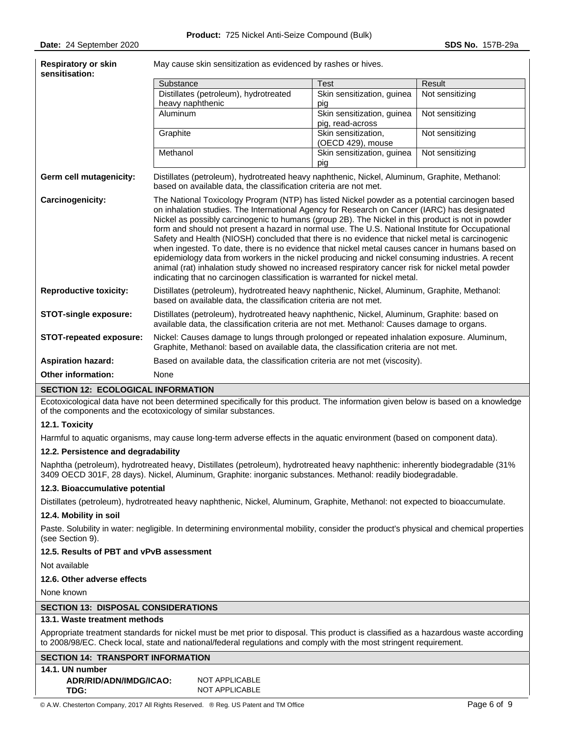**Respiratory or skin sensitisation:** May cause skin sensitization as evidenced by rashes or hives.

| Substance | Test | Result |
|---|---|---|
| Distillates (petroleum), hydrotreated heavy naphthenic | Skin sensitization, guinea pig | Not sensitizing |
| Aluminum | Skin sensitization, guinea pig, read-across | Not sensitizing |
| Graphite | Skin sensitization, (OECD 429), mouse | Not sensitizing |
| Methanol | Skin sensitization, guinea pig | Not sensitizing |

**Germ cell mutagenicity:** Distillates (petroleum), hydrotreated heavy naphthenic, Nickel, Aluminum, Graphite, Methanol: based on available data, the classification criteria are not met.

**Carcinogenicity:** The National Toxicology Program (NTP) has listed Nickel powder as a potential carcinogen based on inhalation studies. The International Agency for Research on Cancer (IARC) has designated Nickel as possibly carcinogenic to humans (group 2B). The Nickel in this product is not in powder form and should not present a hazard in normal use. The U.S. National Institute for Occupational Safety and Health (NIOSH) concluded that there is no evidence that nickel metal is carcinogenic when ingested. To date, there is no evidence that nickel metal causes cancer in humans based on epidemiology data from workers in the nickel producing and nickel consuming industries. A recent animal (rat) inhalation study showed no increased respiratory cancer risk for nickel metal powder indicating that no carcinogen classification is warranted for nickel metal.

**Reproductive toxicity:** Distillates (petroleum), hydrotreated heavy naphthenic, Nickel, Aluminum, Graphite, Methanol: based on available data, the classification criteria are not met.

**STOT-single exposure:** Distillates (petroleum), hydrotreated heavy naphthenic, Nickel, Aluminum, Graphite: based on available data, the classification criteria are not met. Methanol: Causes damage to organs.

**STOT-repeated exposure:** Nickel: Causes damage to lungs through prolonged or repeated inhalation exposure. Aluminum, Graphite, Methanol: based on available data, the classification criteria are not met.

**Aspiration hazard:** Based on available data, the classification criteria are not met (viscosity).

**Other information:** None

## SECTION 12: ECOLOGICAL INFORMATION

Ecotoxicological data have not been determined specifically for this product. The information given below is based on a knowledge of the components and the ecotoxicology of similar substances.

### 12.1. Toxicity

Harmful to aquatic organisms, may cause long-term adverse effects in the aquatic environment (based on component data).

### 12.2. Persistence and degradability

Naphtha (petroleum), hydrotreated heavy, Distillates (petroleum), hydrotreated heavy naphthenic: inherently biodegradable (31% 3409 OECD 301F, 28 days). Nickel, Aluminum, Graphite: inorganic substances. Methanol: readily biodegradable.

### 12.3. Bioaccumulative potential

Distillates (petroleum), hydrotreated heavy naphthenic, Nickel, Aluminum, Graphite, Methanol: not expected to bioaccumulate.

### 12.4. Mobility in soil

Paste. Solubility in water: negligible. In determining environmental mobility, consider the product's physical and chemical properties (see Section 9).

### 12.5. Results of PBT and vPvB assessment

Not available

### 12.6. Other adverse effects

None known

## SECTION 13: DISPOSAL CONSIDERATIONS

### 13.1. Waste treatment methods

Appropriate treatment standards for nickel must be met prior to disposal. This product is classified as a hazardous waste according to 2008/98/EC. Check local, state and national/federal regulations and comply with the most stringent requirement.

## SECTION 14: TRANSPORT INFORMATION

### 14.1. UN number

**ADR/RID/ADN/IMDG/ICAO:** NOT APPLICABLE
**TDG:** NOT APPLICABLE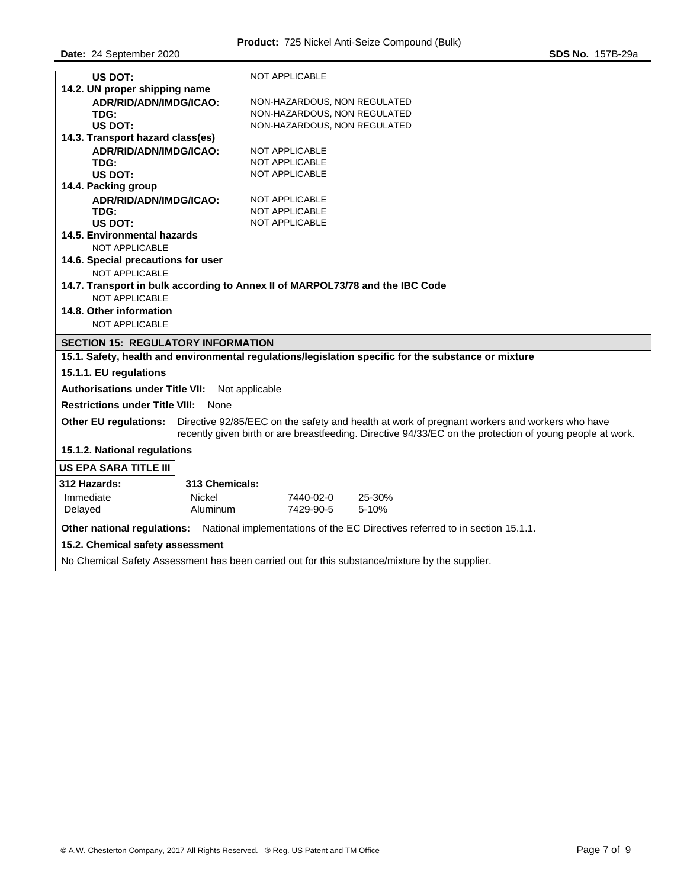**US DOT:** NOT APPLICABLE

**14.2. UN proper shipping name**

| | |
|---|---|
| **ADR/RID/ADN/IMDG/ICAO:** | NON-HAZARDOUS, NON REGULATED |
| **TDG:** | NON-HAZARDOUS, NON REGULATED |
| **US DOT:** | NON-HAZARDOUS, NON REGULATED |

**14.3. Transport hazard class(es)**

| | |
|---|---|
| **ADR/RID/ADN/IMDG/ICAO:** | NOT APPLICABLE |
| **TDG:** | NOT APPLICABLE |
| **US DOT:** | NOT APPLICABLE |

**14.4. Packing group**

| | |
|---|---|
| **ADR/RID/ADN/IMDG/ICAO:** | NOT APPLICABLE |
| **TDG:** | NOT APPLICABLE |
| **US DOT:** | NOT APPLICABLE |

**14.5. Environmental hazards**

NOT APPLICABLE

**14.6. Special precautions for user**

NOT APPLICABLE

**14.7. Transport in bulk according to Annex II of MARPOL73/78 and the IBC Code**

NOT APPLICABLE

**14.8. Other information**

NOT APPLICABLE

## SECTION 15: REGULATORY INFORMATION

**15.1. Safety, health and environmental regulations/legislation specific for the substance or mixture**

**15.1.1. EU regulations**

**Authorisations under Title VII:** Not applicable

**Restrictions under Title VIII:** None

**Other EU regulations:** Directive 92/85/EEC on the safety and health at work of pregnant workers and workers who have recently given birth or are breastfeeding. Directive 94/33/EC on the protection of young people at work.

**15.1.2. National regulations**

**US EPA SARA TITLE III**

| 312 Hazards: | 313 Chemicals: | | |
|---|---|---|---|
| Immediate | Nickel | 7440-02-0 | 25-30% |
| Delayed | Aluminum | 7429-90-5 | 5-10% |

**Other national regulations:** National implementations of the EC Directives referred to in section 15.1.1.

**15.2. Chemical safety assessment**

No Chemical Safety Assessment has been carried out for this substance/mixture by the supplier.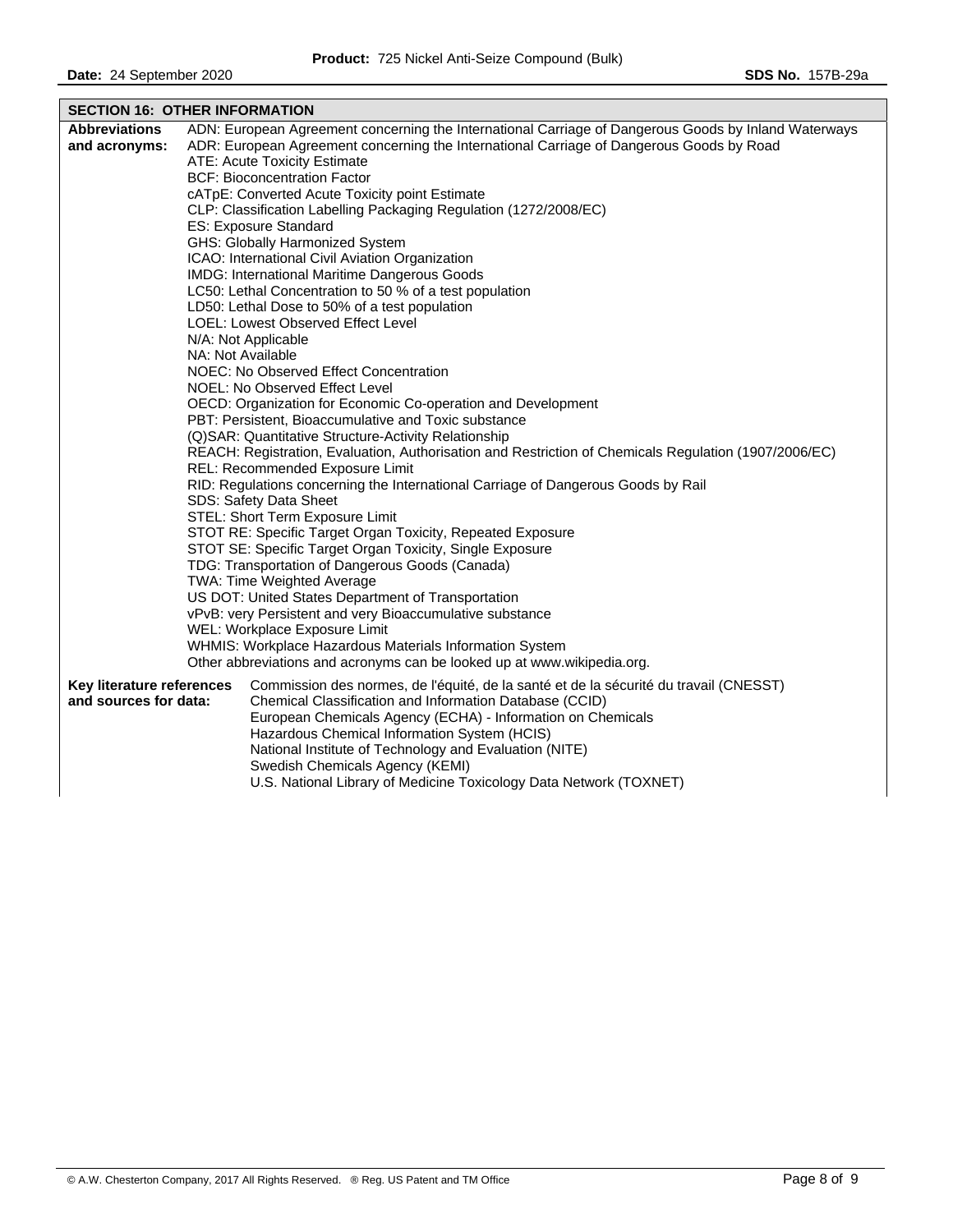## SECTION 16: OTHER INFORMATION

**Abbreviations and acronyms:**

ADN: European Agreement concerning the International Carriage of Dangerous Goods by Inland Waterways
ADR: European Agreement concerning the International Carriage of Dangerous Goods by Road
ATE: Acute Toxicity Estimate
BCF: Bioconcentration Factor
cATpE: Converted Acute Toxicity point Estimate
CLP: Classification Labelling Packaging Regulation (1272/2008/EC)
ES: Exposure Standard
GHS: Globally Harmonized System
ICAO: International Civil Aviation Organization
IMDG: International Maritime Dangerous Goods
LC50: Lethal Concentration to 50 % of a test population
LD50: Lethal Dose to 50% of a test population
LOEL: Lowest Observed Effect Level
N/A: Not Applicable
NA: Not Available
NOEC: No Observed Effect Concentration
NOEL: No Observed Effect Level
OECD: Organization for Economic Co-operation and Development
PBT: Persistent, Bioaccumulative and Toxic substance
(Q)SAR: Quantitative Structure-Activity Relationship
REACH: Registration, Evaluation, Authorisation and Restriction of Chemicals Regulation (1907/2006/EC)
REL: Recommended Exposure Limit
RID: Regulations concerning the International Carriage of Dangerous Goods by Rail
SDS: Safety Data Sheet
STEL: Short Term Exposure Limit
STOT RE: Specific Target Organ Toxicity, Repeated Exposure
STOT SE: Specific Target Organ Toxicity, Single Exposure
TDG: Transportation of Dangerous Goods (Canada)
TWA: Time Weighted Average
US DOT: United States Department of Transportation
vPvB: very Persistent and very Bioaccumulative substance
WEL: Workplace Exposure Limit
WHMIS: Workplace Hazardous Materials Information System
Other abbreviations and acronyms can be looked up at www.wikipedia.org.

**Key literature references and sources for data:**

Commission des normes, de l'équité, de la santé et de la sécurité du travail (CNESST)
Chemical Classification and Information Database (CCID)
European Chemicals Agency (ECHA) - Information on Chemicals
Hazardous Chemical Information System (HCIS)
National Institute of Technology and Evaluation (NITE)
Swedish Chemicals Agency (KEMI)
U.S. National Library of Medicine Toxicology Data Network (TOXNET)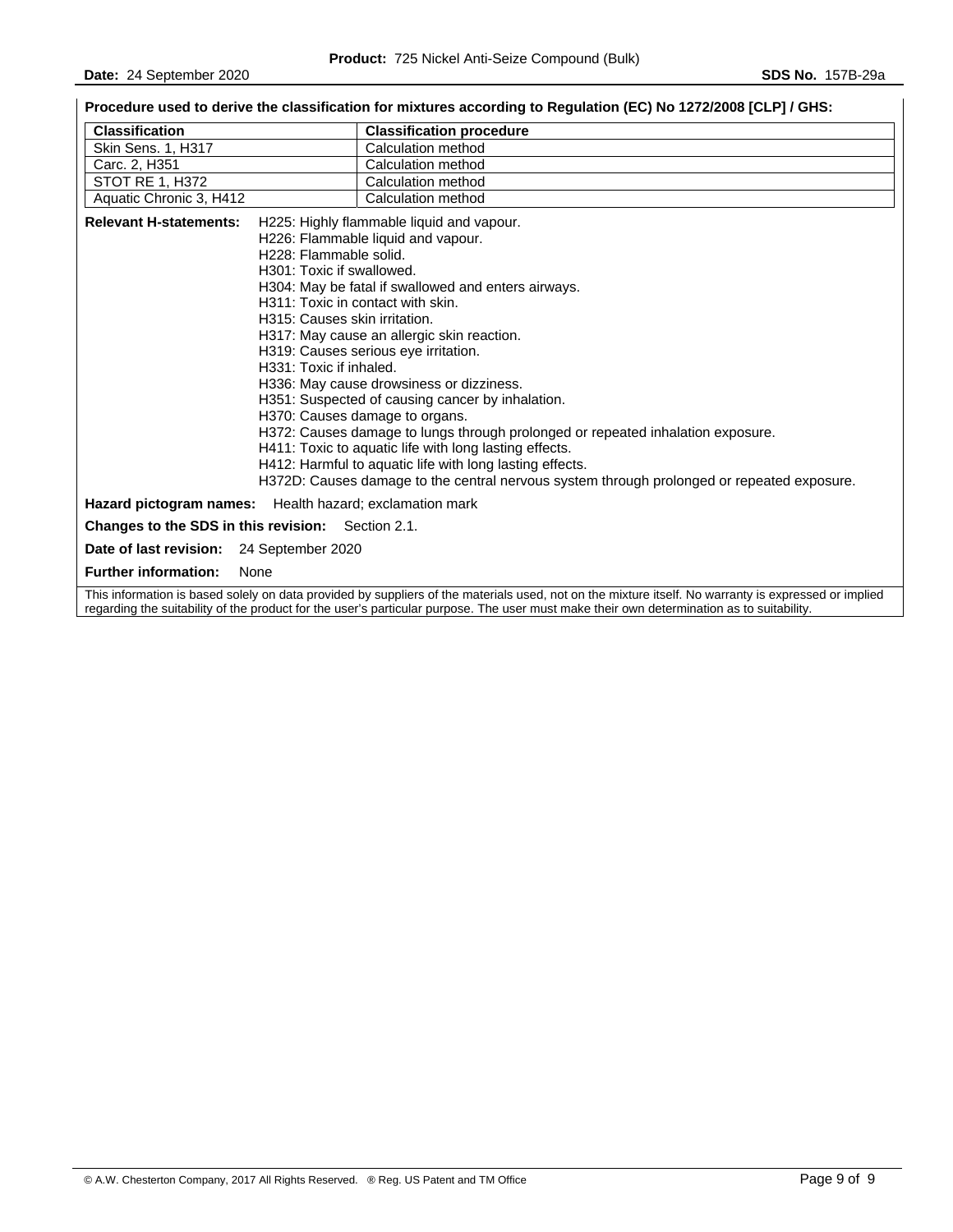**Procedure used to derive the classification for mixtures according to Regulation (EC) No 1272/2008 [CLP] / GHS:**

| Classification | Classification procedure |
|---|---|
| Skin Sens. 1, H317 | Calculation method |
| Carc. 2, H351 | Calculation method |
| STOT RE 1, H372 | Calculation method |
| Aquatic Chronic 3, H412 | Calculation method |

**Relevant H-statements:**

H225: Highly flammable liquid and vapour.
H226: Flammable liquid and vapour.
H228: Flammable solid.
H301: Toxic if swallowed.
H304: May be fatal if swallowed and enters airways.
H311: Toxic in contact with skin.
H315: Causes skin irritation.
H317: May cause an allergic skin reaction.
H319: Causes serious eye irritation.
H331: Toxic if inhaled.
H336: May cause drowsiness or dizziness.
H351: Suspected of causing cancer by inhalation.
H370: Causes damage to organs.
H372: Causes damage to lungs through prolonged or repeated inhalation exposure.
H411: Toxic to aquatic life with long lasting effects.
H412: Harmful to aquatic life with long lasting effects.
H372D: Causes damage to the central nervous system through prolonged or repeated exposure.

**Hazard pictogram names:** Health hazard; exclamation mark

**Changes to the SDS in this revision:** Section 2.1.

**Date of last revision:** 24 September 2020

**Further information:** None

This information is based solely on data provided by suppliers of the materials used, not on the mixture itself. No warranty is expressed or implied regarding the suitability of the product for the user's particular purpose. The user must make their own determination as to suitability.